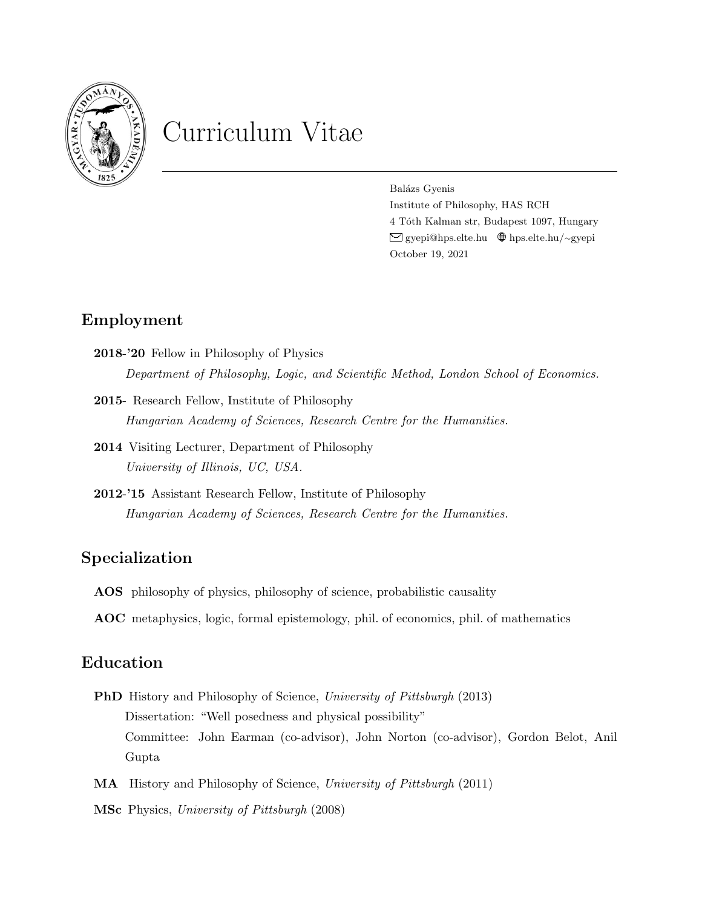# Curriculum Vitae

Balázs Gyenis
Institute of Philosophy, HAS RCH
4 Tóth Kalman str, Budapest 1097, Hungary
gyepi@hps.elte.hu hps.elte.hu/~gyepi
October 19, 2021

## Employment

**2018-'20** Fellow in Philosophy of Physics
*Department of Philosophy, Logic, and Scientific Method, London School of Economics.*

**2015-** Research Fellow, Institute of Philosophy
*Hungarian Academy of Sciences, Research Centre for the Humanities.*

**2014** Visiting Lecturer, Department of Philosophy
*University of Illinois, UC, USA.*

**2012-'15** Assistant Research Fellow, Institute of Philosophy
*Hungarian Academy of Sciences, Research Centre for the Humanities.*

## Specialization

**AOS** philosophy of physics, philosophy of science, probabilistic causality

**AOC** metaphysics, logic, formal epistemology, phil. of economics, phil. of mathematics

## Education

**PhD** History and Philosophy of Science, *University of Pittsburgh* (2013)
Dissertation: "Well posedness and physical possibility"
Committee: John Earman (co-advisor), John Norton (co-advisor), Gordon Belot, Anil Gupta

**MA** History and Philosophy of Science, *University of Pittsburgh* (2011)

**MSc** Physics, *University of Pittsburgh* (2008)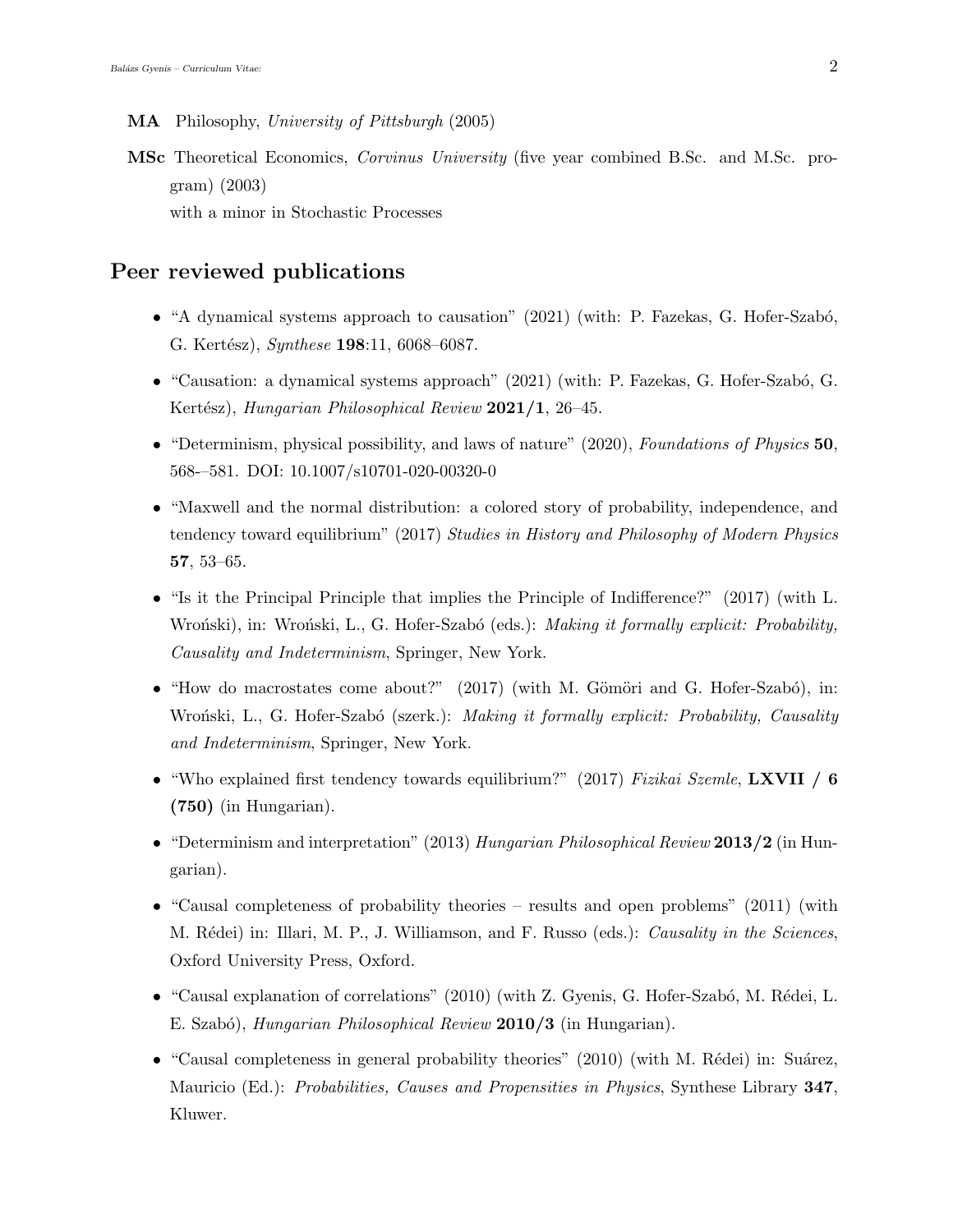**MA** Philosophy, *University of Pittsburgh* (2005)

**MSc** Theoretical Economics, *Corvinus University* (five year combined B.Sc. and M.Sc. program) (2003)
with a minor in Stochastic Processes

## Peer reviewed publications

- "A dynamical systems approach to causation" (2021) (with: P. Fazekas, G. Hofer-Szabó, G. Kertész), *Synthese* **198**:11, 6068–6087.
- "Causation: a dynamical systems approach" (2021) (with: P. Fazekas, G. Hofer-Szabó, G. Kertész), *Hungarian Philosophical Review* **2021/1**, 26–45.
- "Determinism, physical possibility, and laws of nature" (2020), *Foundations of Physics* **50**, 568-–581. DOI: 10.1007/s10701-020-00320-0
- "Maxwell and the normal distribution: a colored story of probability, independence, and tendency toward equilibrium" (2017) *Studies in History and Philosophy of Modern Physics* **57**, 53–65.
- "Is it the Principal Principle that implies the Principle of Indifference?" (2017) (with L. Wroński), in: Wroński, L., G. Hofer-Szabó (eds.): *Making it formally explicit: Probability, Causality and Indeterminism*, Springer, New York.
- "How do macrostates come about?" (2017) (with M. Gömöri and G. Hofer-Szabó), in: Wroński, L., G. Hofer-Szabó (szerk.): *Making it formally explicit: Probability, Causality and Indeterminism*, Springer, New York.
- "Who explained first tendency towards equilibrium?" (2017) *Fizikai Szemle*, **LXVII / 6 (750)** (in Hungarian).
- "Determinism and interpretation" (2013) *Hungarian Philosophical Review* **2013/2** (in Hungarian).
- "Causal completeness of probability theories – results and open problems" (2011) (with M. Rédei) in: Illari, M. P., J. Williamson, and F. Russo (eds.): *Causality in the Sciences*, Oxford University Press, Oxford.
- "Causal explanation of correlations" (2010) (with Z. Gyenis, G. Hofer-Szabó, M. Rédei, L. E. Szabó), *Hungarian Philosophical Review* **2010/3** (in Hungarian).
- "Causal completeness in general probability theories" (2010) (with M. Rédei) in: Suárez, Mauricio (Ed.): *Probabilities, Causes and Propensities in Physics*, Synthese Library **347**, Kluwer.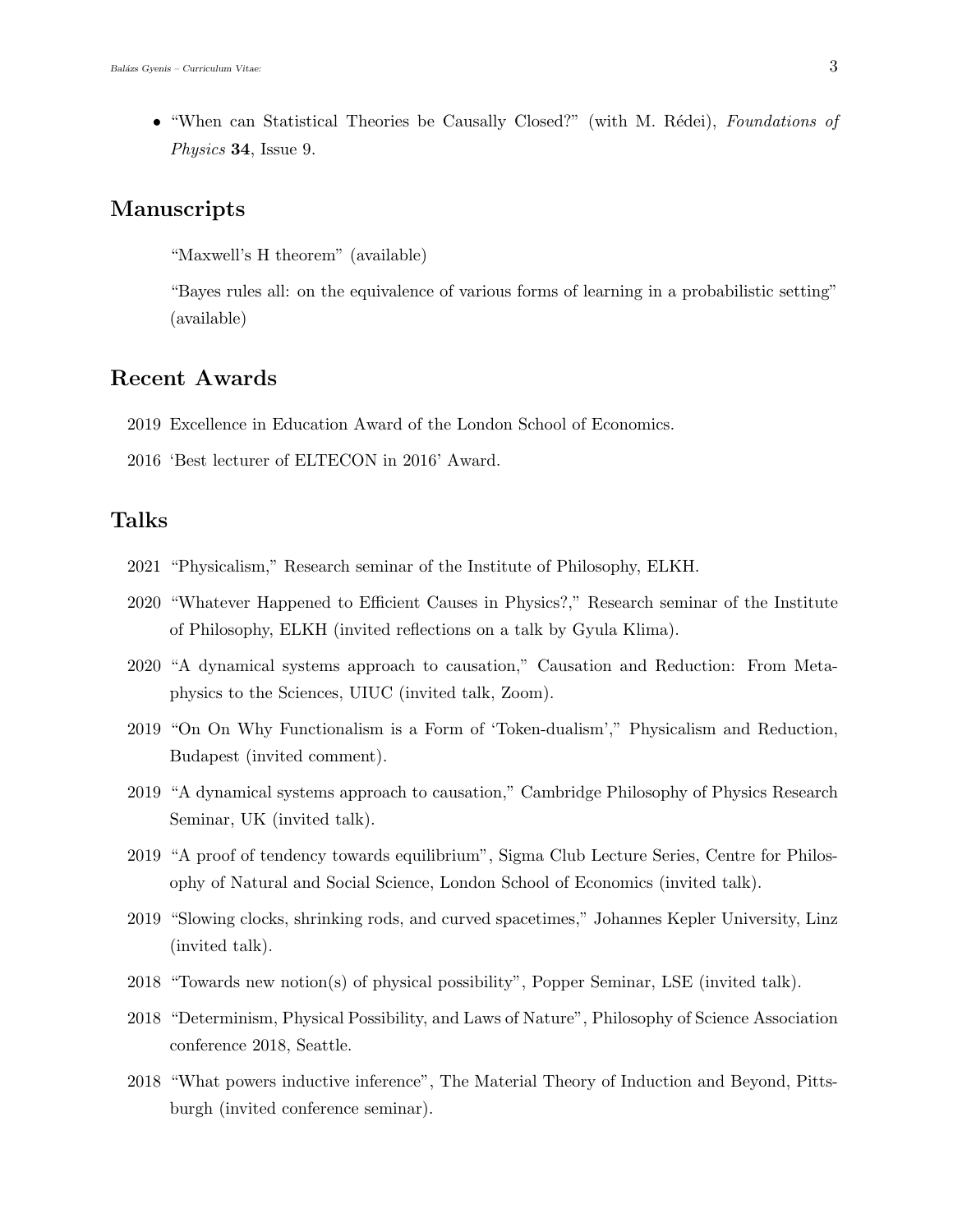- "When can Statistical Theories be Causally Closed?" (with M. Rédei), *Foundations of Physics* **34**, Issue 9.

## Manuscripts

"Maxwell's H theorem" (available)

"Bayes rules all: on the equivalence of various forms of learning in a probabilistic setting" (available)

## Recent Awards

2019 Excellence in Education Award of the London School of Economics.

2016 'Best lecturer of ELTECON in 2016' Award.

## Talks

2021 "Physicalism," Research seminar of the Institute of Philosophy, ELKH.

2020 "Whatever Happened to Efficient Causes in Physics?," Research seminar of the Institute of Philosophy, ELKH (invited reflections on a talk by Gyula Klima).

2020 "A dynamical systems approach to causation," Causation and Reduction: From Metaphysics to the Sciences, UIUC (invited talk, Zoom).

2019 "On On Why Functionalism is a Form of 'Token-dualism'," Physicalism and Reduction, Budapest (invited comment).

2019 "A dynamical systems approach to causation," Cambridge Philosophy of Physics Research Seminar, UK (invited talk).

2019 "A proof of tendency towards equilibrium", Sigma Club Lecture Series, Centre for Philosophy of Natural and Social Science, London School of Economics (invited talk).

2019 "Slowing clocks, shrinking rods, and curved spacetimes," Johannes Kepler University, Linz (invited talk).

2018 "Towards new notion(s) of physical possibility", Popper Seminar, LSE (invited talk).

2018 "Determinism, Physical Possibility, and Laws of Nature", Philosophy of Science Association conference 2018, Seattle.

2018 "What powers inductive inference", The Material Theory of Induction and Beyond, Pittsburgh (invited conference seminar).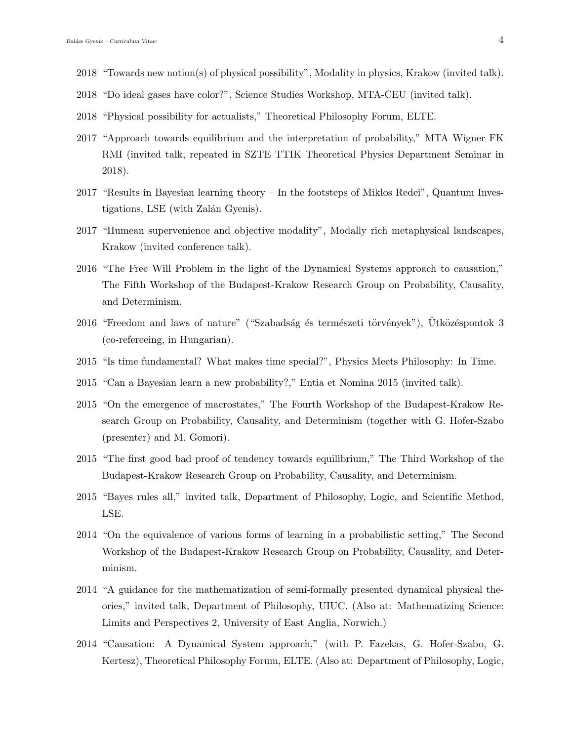2018 "Towards new notion(s) of physical possibility", Modality in physics, Krakow (invited talk).

2018 "Do ideal gases have color?", Science Studies Workshop, MTA-CEU (invited talk).

2018 "Physical possibility for actualists," Theoretical Philosophy Forum, ELTE.

2017 "Approach towards equilibrium and the interpretation of probability," MTA Wigner FK RMI (invited talk, repeated in SZTE TTIK Theoretical Physics Department Seminar in 2018).

2017 "Results in Bayesian learning theory – In the footsteps of Miklos Redei", Quantum Investigations, LSE (with Zalán Gyenis).

2017 "Humean supervenience and objective modality", Modally rich metaphysical landscapes, Krakow (invited conference talk).

2016 "The Free Will Problem in the light of the Dynamical Systems approach to causation," The Fifth Workshop of the Budapest-Krakow Research Group on Probability, Causality, and Determinism.

2016 "Freedom and laws of nature" ("Szabadság és természeti törvények"), Ütközéspontok 3 (co-refereeing, in Hungarian).

2015 "Is time fundamental? What makes time special?", Physics Meets Philosophy: In Time.

2015 "Can a Bayesian learn a new probability?," Entia et Nomina 2015 (invited talk).

2015 "On the emergence of macrostates," The Fourth Workshop of the Budapest-Krakow Research Group on Probability, Causality, and Determinism (together with G. Hofer-Szabo (presenter) and M. Gomori).

2015 "The first good bad proof of tendency towards equilibrium," The Third Workshop of the Budapest-Krakow Research Group on Probability, Causality, and Determinism.

2015 "Bayes rules all," invited talk, Department of Philosophy, Logic, and Scientific Method, LSE.

2014 "On the equivalence of various forms of learning in a probabilistic setting," The Second Workshop of the Budapest-Krakow Research Group on Probability, Causality, and Determinism.

2014 "A guidance for the mathematization of semi-formally presented dynamical physical theories," invited talk, Department of Philosophy, UIUC. (Also at: Mathematizing Science: Limits and Perspectives 2, University of East Anglia, Norwich.)

2014 "Causation: A Dynamical System approach," (with P. Fazekas, G. Hofer-Szabo, G. Kertesz), Theoretical Philosophy Forum, ELTE. (Also at: Department of Philosophy, Logic,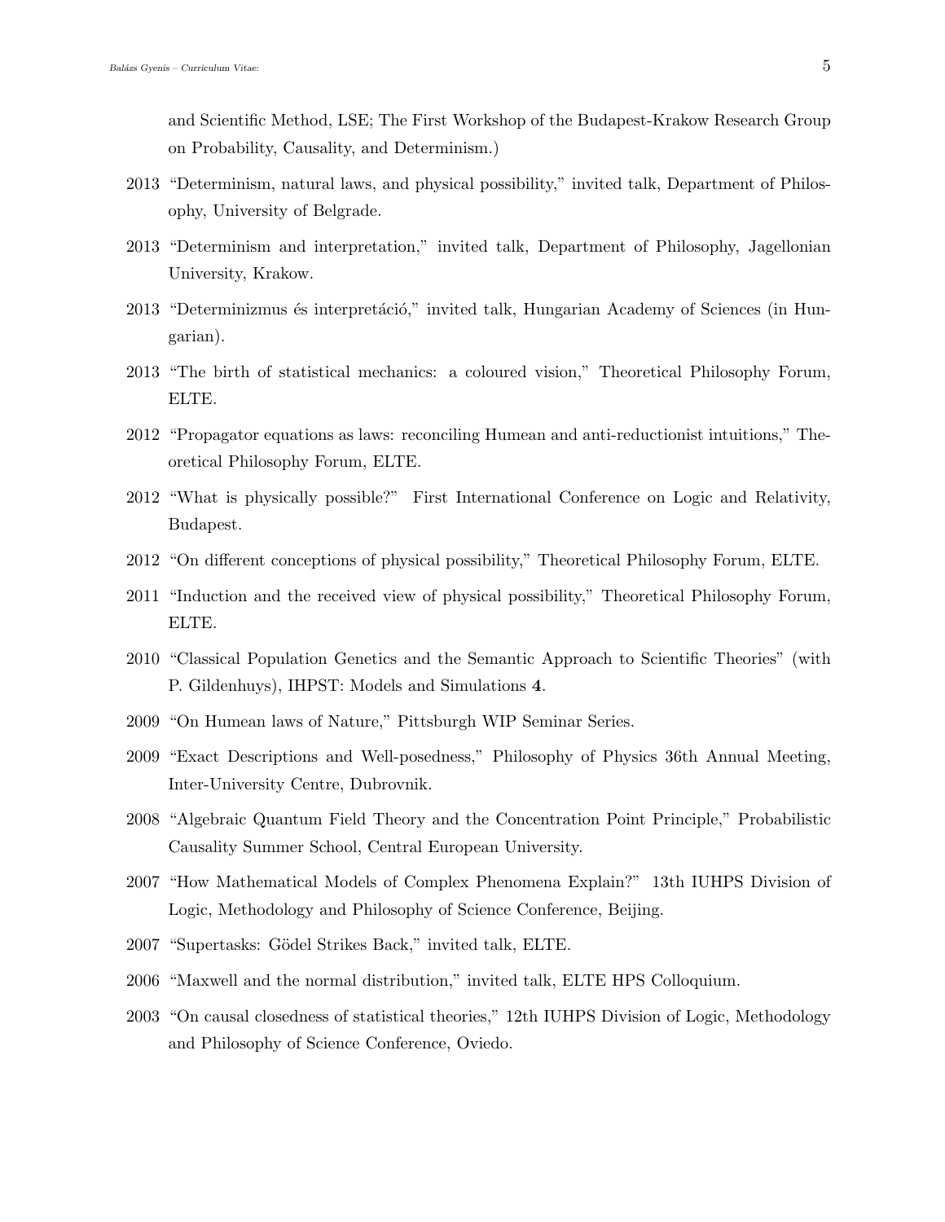and Scientific Method, LSE; The First Workshop of the Budapest-Krakow Research Group on Probability, Causality, and Determinism.)

- 2013 "Determinism, natural laws, and physical possibility," invited talk, Department of Philosophy, University of Belgrade.
- 2013 "Determinism and interpretation," invited talk, Department of Philosophy, Jagellonian University, Krakow.
- 2013 "Determinizmus és interpretáció," invited talk, Hungarian Academy of Sciences (in Hungarian).
- 2013 "The birth of statistical mechanics: a coloured vision," Theoretical Philosophy Forum, ELTE.
- 2012 "Propagator equations as laws: reconciling Humean and anti-reductionist intuitions," Theoretical Philosophy Forum, ELTE.
- 2012 "What is physically possible?" First International Conference on Logic and Relativity, Budapest.
- 2012 "On different conceptions of physical possibility," Theoretical Philosophy Forum, ELTE.
- 2011 "Induction and the received view of physical possibility," Theoretical Philosophy Forum, ELTE.
- 2010 "Classical Population Genetics and the Semantic Approach to Scientific Theories" (with P. Gildenhuys), IHPST: Models and Simulations **4**.
- 2009 "On Humean laws of Nature," Pittsburgh WIP Seminar Series.
- 2009 "Exact Descriptions and Well-posedness," Philosophy of Physics 36th Annual Meeting, Inter-University Centre, Dubrovnik.
- 2008 "Algebraic Quantum Field Theory and the Concentration Point Principle," Probabilistic Causality Summer School, Central European University.
- 2007 "How Mathematical Models of Complex Phenomena Explain?" 13th IUHPS Division of Logic, Methodology and Philosophy of Science Conference, Beijing.
- 2007 "Supertasks: Gödel Strikes Back," invited talk, ELTE.
- 2006 "Maxwell and the normal distribution," invited talk, ELTE HPS Colloquium.
- 2003 "On causal closedness of statistical theories," 12th IUHPS Division of Logic, Methodology and Philosophy of Science Conference, Oviedo.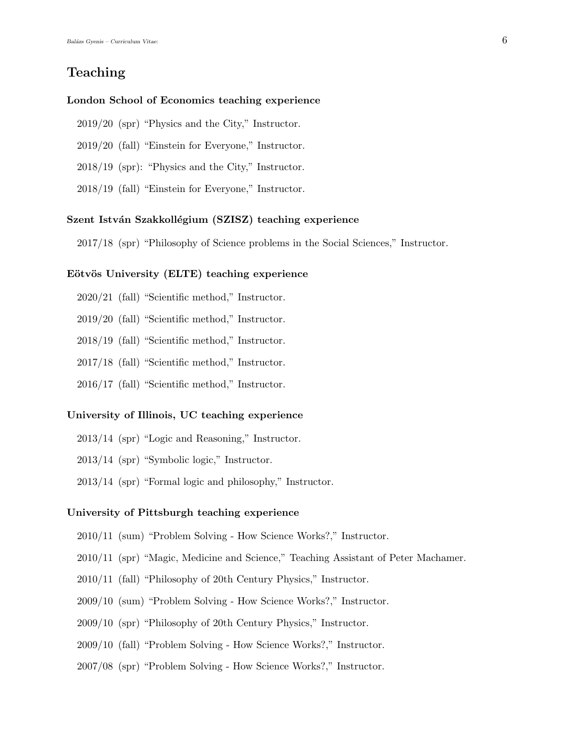## Teaching

### London School of Economics teaching experience

2019/20 (spr) “Physics and the City,” Instructor.

2019/20 (fall) “Einstein for Everyone,” Instructor.

2018/19 (spr): “Physics and the City,” Instructor.

2018/19 (fall) “Einstein for Everyone,” Instructor.

### Szent István Szakkollégium (SZISZ) teaching experience

2017/18 (spr) “Philosophy of Science problems in the Social Sciences,” Instructor.

### Eötvös University (ELTE) teaching experience

2020/21 (fall) “Scientific method,” Instructor.

2019/20 (fall) “Scientific method,” Instructor.

2018/19 (fall) “Scientific method,” Instructor.

2017/18 (fall) “Scientific method,” Instructor.

2016/17 (fall) “Scientific method,” Instructor.

### University of Illinois, UC teaching experience

2013/14 (spr) “Logic and Reasoning,” Instructor.

2013/14 (spr) “Symbolic logic,” Instructor.

2013/14 (spr) “Formal logic and philosophy,” Instructor.

### University of Pittsburgh teaching experience

2010/11 (sum) “Problem Solving - How Science Works?,” Instructor.

2010/11 (spr) “Magic, Medicine and Science,” Teaching Assistant of Peter Machamer.

2010/11 (fall) “Philosophy of 20th Century Physics,” Instructor.

2009/10 (sum) “Problem Solving - How Science Works?,” Instructor.

2009/10 (spr) “Philosophy of 20th Century Physics,” Instructor.

2009/10 (fall) “Problem Solving - How Science Works?,” Instructor.

2007/08 (spr) “Problem Solving - How Science Works?,” Instructor.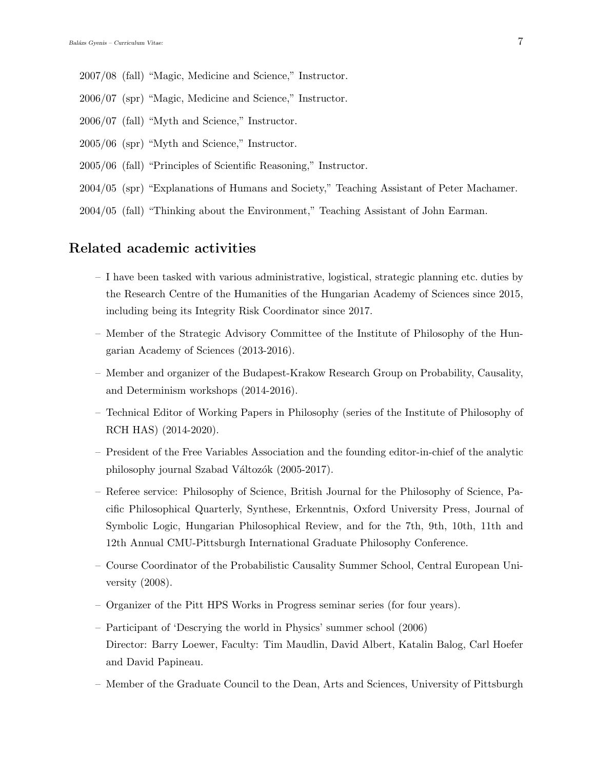2007/08 (fall) "Magic, Medicine and Science," Instructor.

2006/07 (spr) "Magic, Medicine and Science," Instructor.

2006/07 (fall) "Myth and Science," Instructor.

2005/06 (spr) "Myth and Science," Instructor.

2005/06 (fall) "Principles of Scientific Reasoning," Instructor.

2004/05 (spr) "Explanations of Humans and Society," Teaching Assistant of Peter Machamer.

2004/05 (fall) "Thinking about the Environment," Teaching Assistant of John Earman.

## Related academic activities

- I have been tasked with various administrative, logistical, strategic planning etc. duties by the Research Centre of the Humanities of the Hungarian Academy of Sciences since 2015, including being its Integrity Risk Coordinator since 2017.
- Member of the Strategic Advisory Committee of the Institute of Philosophy of the Hungarian Academy of Sciences (2013-2016).
- Member and organizer of the Budapest-Krakow Research Group on Probability, Causality, and Determinism workshops (2014-2016).
- Technical Editor of Working Papers in Philosophy (series of the Institute of Philosophy of RCH HAS) (2014-2020).
- President of the Free Variables Association and the founding editor-in-chief of the analytic philosophy journal Szabad Változók (2005-2017).
- Referee service: Philosophy of Science, British Journal for the Philosophy of Science, Pacific Philosophical Quarterly, Synthese, Erkenntnis, Oxford University Press, Journal of Symbolic Logic, Hungarian Philosophical Review, and for the 7th, 9th, 10th, 11th and 12th Annual CMU-Pittsburgh International Graduate Philosophy Conference.
- Course Coordinator of the Probabilistic Causality Summer School, Central European University (2008).
- Organizer of the Pitt HPS Works in Progress seminar series (for four years).
- Participant of 'Descrying the world in Physics' summer school (2006)
  Director: Barry Loewer, Faculty: Tim Maudlin, David Albert, Katalin Balog, Carl Hoefer and David Papineau.
- Member of the Graduate Council to the Dean, Arts and Sciences, University of Pittsburgh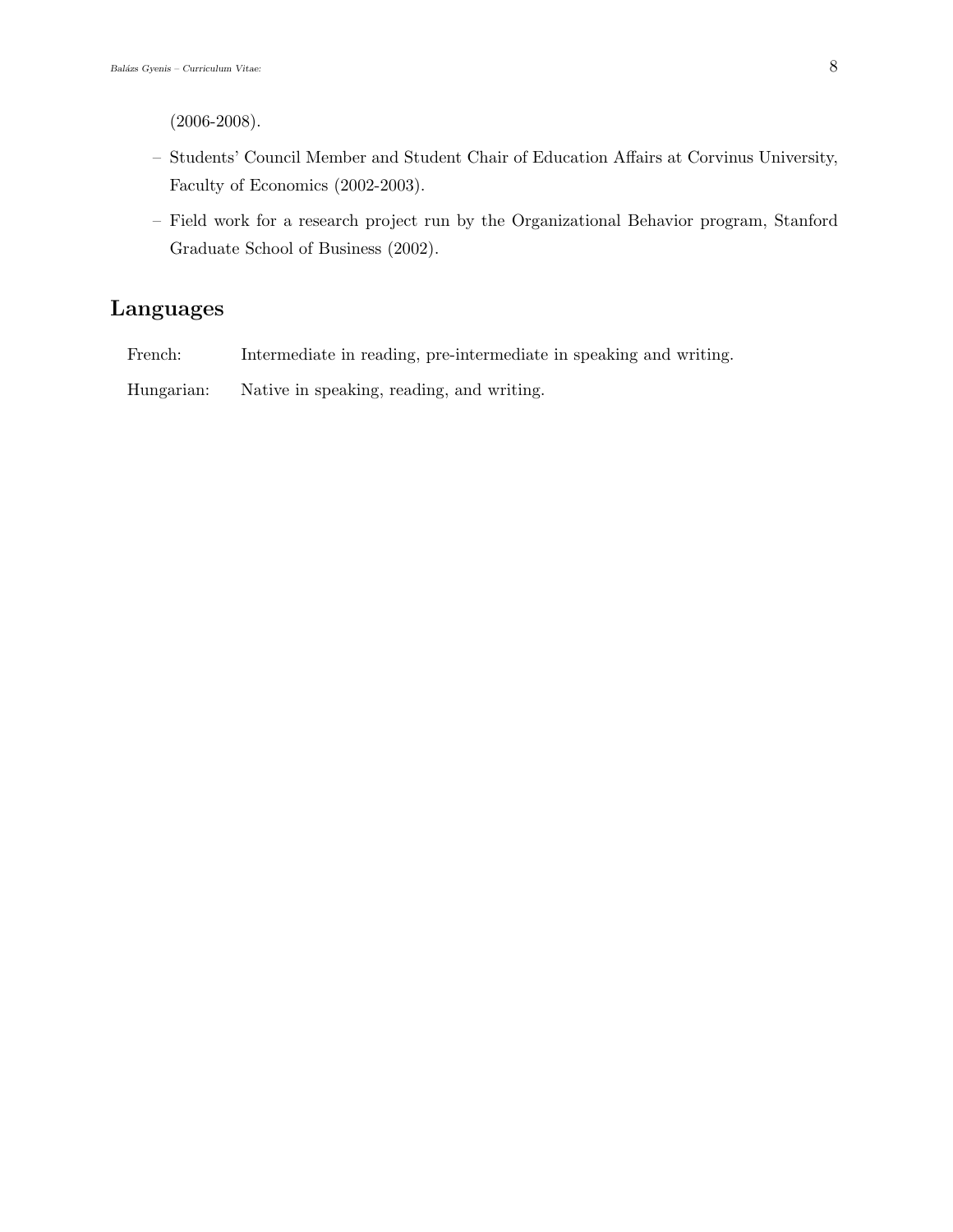(2006-2008).

- Students' Council Member and Student Chair of Education Affairs at Corvinus University, Faculty of Economics (2002-2003).
- Field work for a research project run by the Organizational Behavior program, Stanford Graduate School of Business (2002).

## Languages

| | |
|---|---|
| French: | Intermediate in reading, pre-intermediate in speaking and writing. |
| Hungarian: | Native in speaking, reading, and writing. |